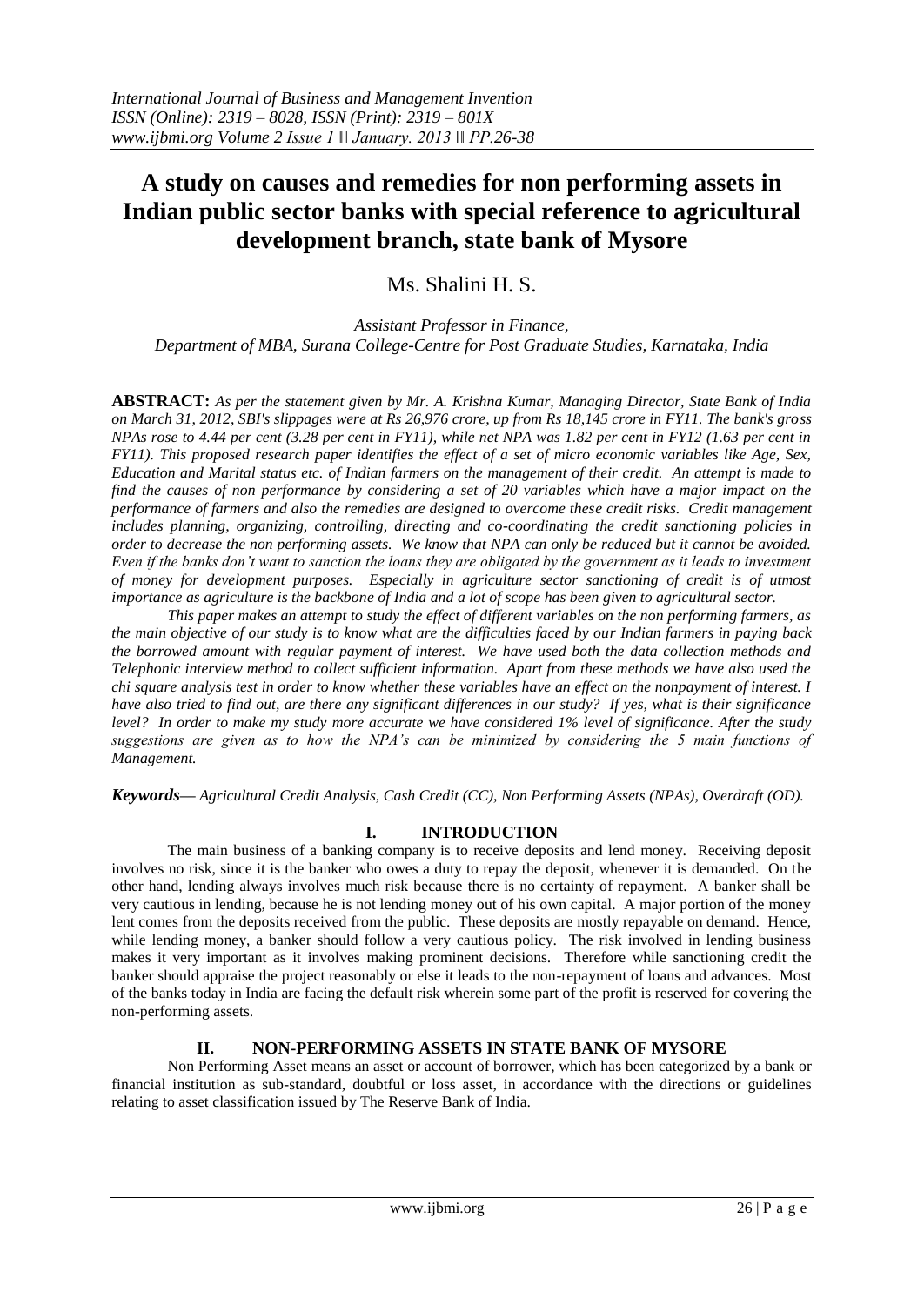# A study on causes and remedies for non performing assets in Indian public sector banks with special reference to agricultural development branch, state bank of Mysore

Ms. Shalini H. S.

*Assistant Professor in Finance, Department of MBA, Surana College-Centre for Post Graduate Studies, Karnataka, India*

**ABSTRACT:** *As per the statement given by Mr. A. Krishna Kumar, Managing Director, State Bank of India on March 31, 2012, SBI's slippages were at Rs 26,976 crore, up from Rs 18,145 crore in FY11. The bank's gross NPAs rose to 4.44 per cent (3.28 per cent in FY11), while net NPA was 1.82 per cent in FY12 (1.63 per cent in FY11). This proposed research paper identifies the effect of a set of micro economic variables like Age, Sex, Education and Marital status etc. of Indian farmers on the management of their credit. An attempt is made to find the causes of non performance by considering a set of 20 variables which have a major impact on the performance of farmers and also the remedies are designed to overcome these credit risks. Credit management includes planning, organizing, controlling, directing and co-coordinating the credit sanctioning policies in order to decrease the non performing assets. We know that NPA can only be reduced but it cannot be avoided. Even if the banks don't want to sanction the loans they are obligated by the government as it leads to investment of money for development purposes. Especially in agriculture sector sanctioning of credit is of utmost importance as agriculture is the backbone of India and a lot of scope has been given to agricultural sector.*

*This paper makes an attempt to study the effect of different variables on the non performing farmers, as the main objective of our study is to know what are the difficulties faced by our Indian farmers in paying back the borrowed amount with regular payment of interest. We have used both the data collection methods and Telephonic interview method to collect sufficient information. Apart from these methods we have also used the chi square analysis test in order to know whether these variables have an effect on the nonpayment of interest. I have also tried to find out, are there any significant differences in our study? If yes, what is their significance level? In order to make my study more accurate we have considered 1% level of significance. After the study suggestions are given as to how the NPA's can be minimized by considering the 5 main functions of Management.*

***Keywords—*** *Agricultural Credit Analysis, Cash Credit (CC), Non Performing Assets (NPAs), Overdraft (OD).*

## I. INTRODUCTION

The main business of a banking company is to receive deposits and lend money. Receiving deposit involves no risk, since it is the banker who owes a duty to repay the deposit, whenever it is demanded. On the other hand, lending always involves much risk because there is no certainty of repayment. A banker shall be very cautious in lending, because he is not lending money out of his own capital. A major portion of the money lent comes from the deposits received from the public. These deposits are mostly repayable on demand. Hence, while lending money, a banker should follow a very cautious policy. The risk involved in lending business makes it very important as it involves making prominent decisions. Therefore while sanctioning credit the banker should appraise the project reasonably or else it leads to the non-repayment of loans and advances. Most of the banks today in India are facing the default risk wherein some part of the profit is reserved for covering the non-performing assets.

## II. NON-PERFORMING ASSETS IN STATE BANK OF MYSORE

Non Performing Asset means an asset or account of borrower, which has been categorized by a bank or financial institution as sub-standard, doubtful or loss asset, in accordance with the directions or guidelines relating to asset classification issued by The Reserve Bank of India.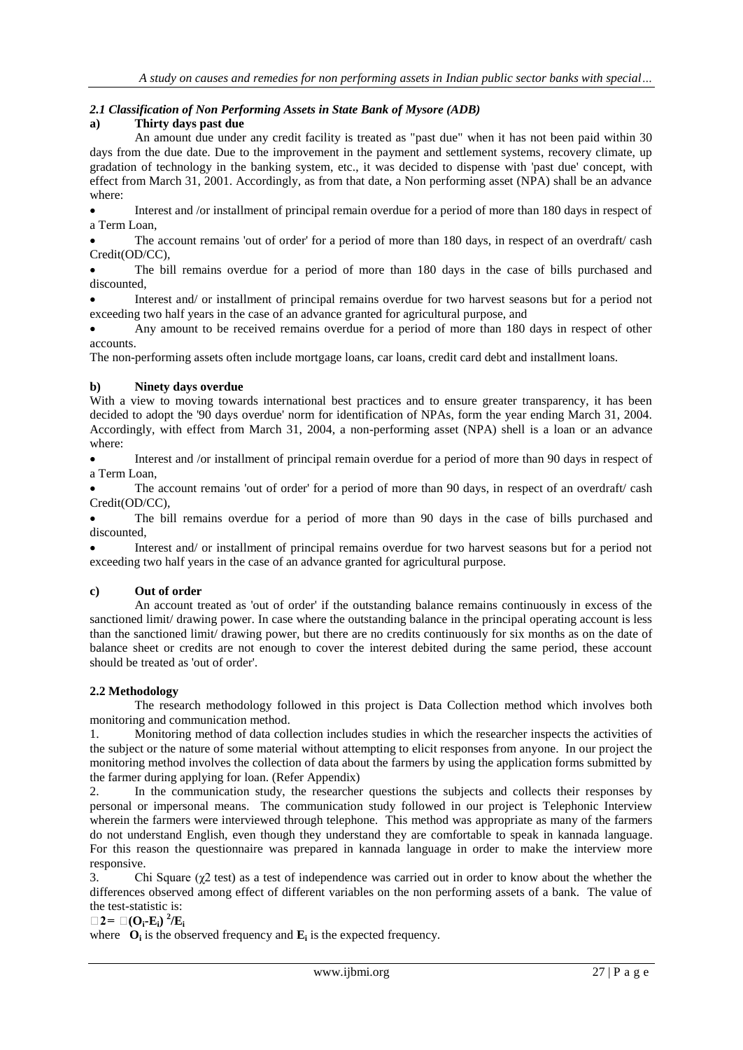### *2.1 Classification of Non Performing Assets in State Bank of Mysore (ADB)*

**a) Thirty days past due**

An amount due under any credit facility is treated as "past due" when it has not been paid within 30 days from the due date. Due to the improvement in the payment and settlement systems, recovery climate, up gradation of technology in the banking system, etc., it was decided to dispense with 'past due' concept, with effect from March 31, 2001. Accordingly, as from that date, a Non performing asset (NPA) shall be an advance where:

- Interest and /or installment of principal remain overdue for a period of more than 180 days in respect of a Term Loan,
- The account remains 'out of order' for a period of more than 180 days, in respect of an overdraft/ cash Credit(OD/CC),
- The bill remains overdue for a period of more than 180 days in the case of bills purchased and discounted,
- Interest and/ or installment of principal remains overdue for two harvest seasons but for a period not exceeding two half years in the case of an advance granted for agricultural purpose, and
- Any amount to be received remains overdue for a period of more than 180 days in respect of other accounts.

The non-performing assets often include mortgage loans, car loans, credit card debt and installment loans.

**b) Ninety days overdue**

With a view to moving towards international best practices and to ensure greater transparency, it has been decided to adopt the '90 days overdue' norm for identification of NPAs, form the year ending March 31, 2004. Accordingly, with effect from March 31, 2004, a non-performing asset (NPA) shell is a loan or an advance where:

- Interest and /or installment of principal remain overdue for a period of more than 90 days in respect of a Term Loan,
- The account remains 'out of order' for a period of more than 90 days, in respect of an overdraft/ cash Credit(OD/CC),
- The bill remains overdue for a period of more than 90 days in the case of bills purchased and discounted,
- Interest and/ or installment of principal remains overdue for two harvest seasons but for a period not exceeding two half years in the case of an advance granted for agricultural purpose.

**c) Out of order**

An account treated as 'out of order' if the outstanding balance remains continuously in excess of the sanctioned limit/ drawing power. In case where the outstanding balance in the principal operating account is less than the sanctioned limit/ drawing power, but there are no credits continuously for six months as on the date of balance sheet or credits are not enough to cover the interest debited during the same period, these account should be treated as 'out of order'.

### 2.2 Methodology

The research methodology followed in this project is Data Collection method which involves both monitoring and communication method.

1. Monitoring method of data collection includes studies in which the researcher inspects the activities of the subject or the nature of some material without attempting to elicit responses from anyone. In our project the monitoring method involves the collection of data about the farmers by using the application forms submitted by the farmer during applying for loan. (Refer Appendix)
2. In the communication study, the researcher questions the subjects and collects their responses by personal or impersonal means. The communication study followed in our project is Telephonic Interview wherein the farmers were interviewed through telephone. This method was appropriate as many of the farmers do not understand English, even though they understand they are comfortable to speak in kannada language. For this reason the questionnaire was prepared in kannada language in order to make the interview more responsive.
3. Chi Square ($\chi^2$ test) as a test of independence was carried out in order to know about the whether the differences observed among effect of different variables on the non performing assets of a bank. The value of the test-statistic is:

$$\chi^2 = \sum (O_i - E_i)^2 / E_i$$

where $O_i$ is the observed frequency and $E_i$ is the expected frequency.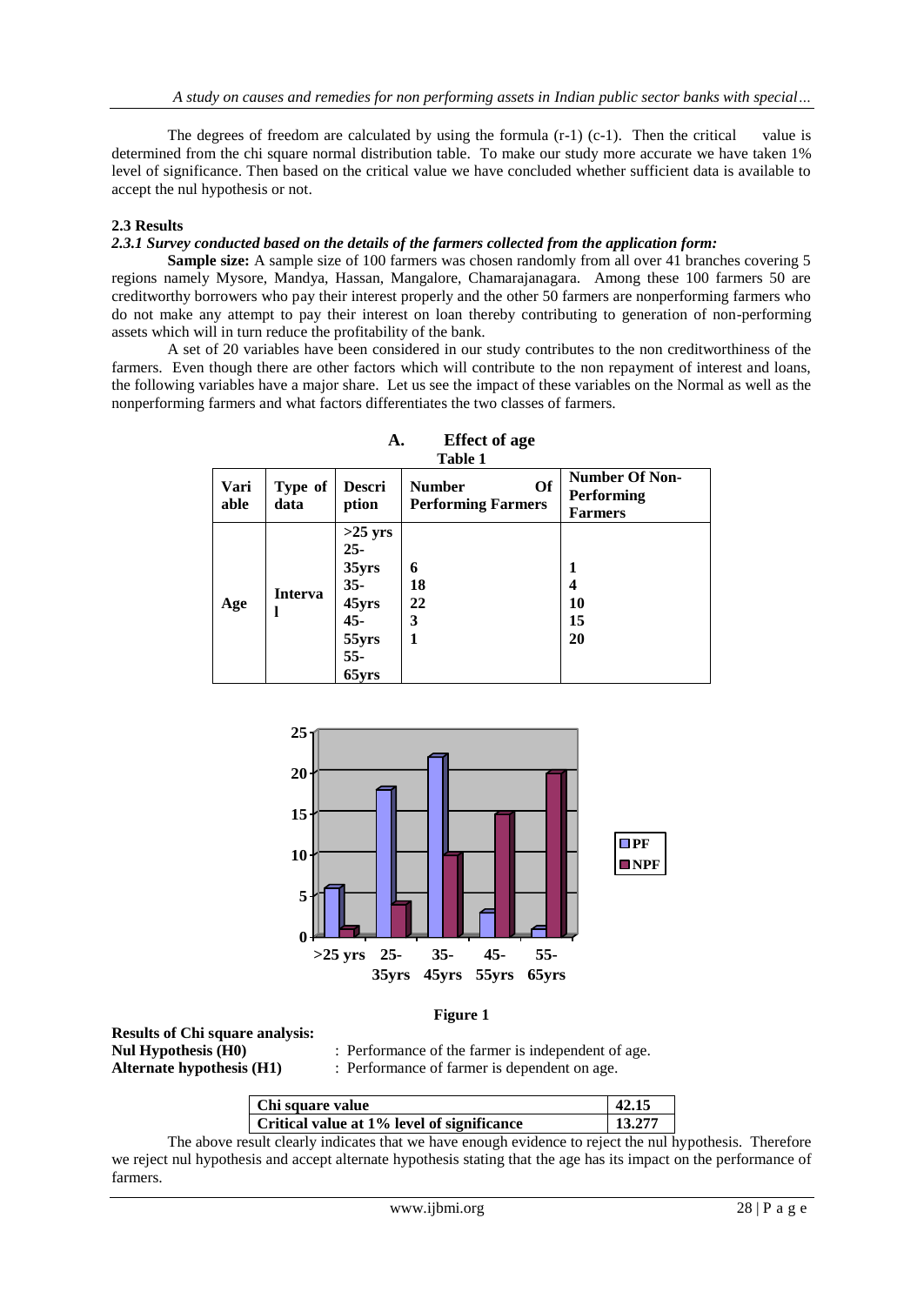The degrees of freedom are calculated by using the formula (r-1) (c-1). Then the critical value is determined from the chi square normal distribution table. To make our study more accurate we have taken 1% level of significance. Then based on the critical value we have concluded whether sufficient data is available to accept the nul hypothesis or not.

### 2.3 Results

#### *2.3.1 Survey conducted based on the details of the farmers collected from the application form:*

**Sample size:** A sample size of 100 farmers was chosen randomly from all over 41 branches covering 5 regions namely Mysore, Mandya, Hassan, Mangalore, Chamarajanagara. Among these 100 farmers 50 are creditworthy borrowers who pay their interest properly and the other 50 farmers are nonperforming farmers who do not make any attempt to pay their interest on loan thereby contributing to generation of non-performing assets which will in turn reduce the profitability of the bank.

A set of 20 variables have been considered in our study contributes to the non creditworthiness of the farmers. Even though there are other factors which will contribute to the non repayment of interest and loans, the following variables have a major share. Let us see the impact of these variables on the Normal as well as the nonperforming farmers and what factors differentiates the two classes of farmers.

**A. Effect of age**

**Table 1**

| Variable | Type of data | Description | Number Of Performing Farmers | Number Of Non-Performing Farmers |
|---|---|---|---|---|
| Age | Interval | >25 yrs | 6 | 1 |
| | | 25-35yrs | 18 | 4 |
| | | 35-45yrs | 22 | 10 |
| | | 45-55yrs | 3 | 15 |
| | | 55-65yrs | 1 | 20 |

Figure 1

**Results of Chi square analysis:**

**Nul Hypothesis (H0)** : Performance of the farmer is independent of age.

**Alternate hypothesis (H1)** : Performance of farmer is dependent on age.

| Chi square value | 42.15 |
|---|---|
| Critical value at 1% level of significance | 13.277 |

The above result clearly indicates that we have enough evidence to reject the nul hypothesis. Therefore we reject nul hypothesis and accept alternate hypothesis stating that the age has its impact on the performance of farmers.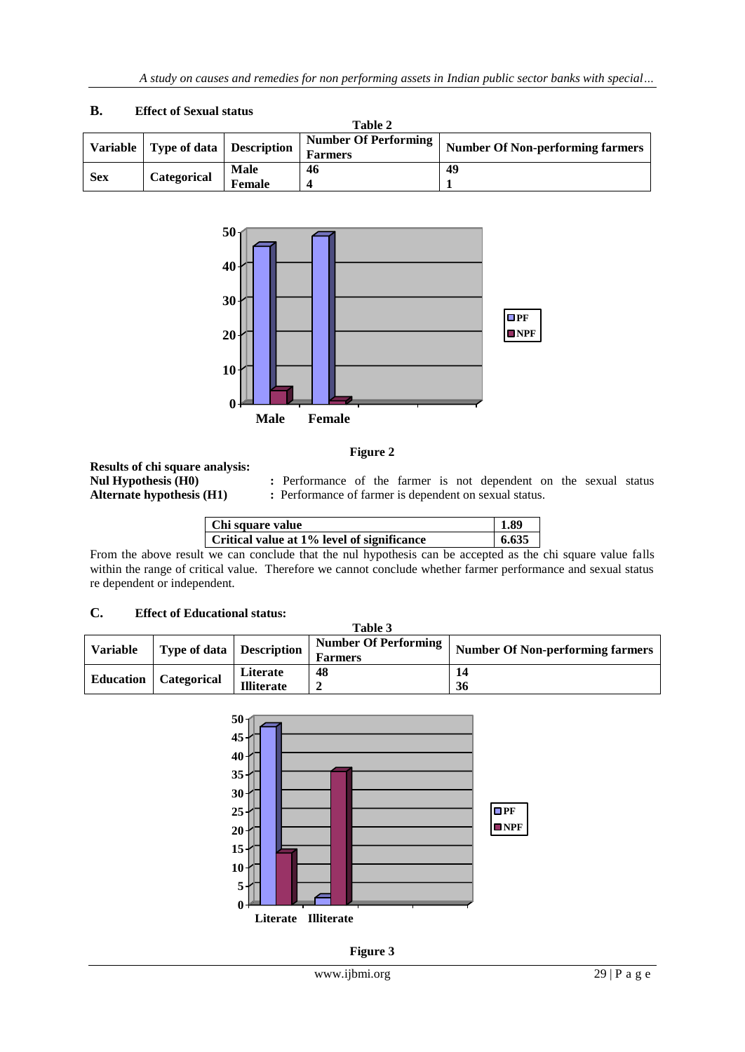## B. Effect of Sexual status

**Table 2**

| Variable | Type of data | Description | Number Of Performing Farmers | Number Of Non-performing farmers |
|---|---|---|---|---|
| Sex | Categorical | Male<br>Female | 46<br>4 | 49<br>1 |

**Figure 2**

**Results of chi square analysis:**

**Nul Hypothesis (H0)** : Performance of the farmer is not dependent on the sexual status

**Alternate hypothesis (H1)** : Performance of farmer is dependent on sexual status.

| Chi square value | 1.89 |
|---|---|
| Critical value at 1% level of significance | 6.635 |

From the above result we can conclude that the nul hypothesis can be accepted as the chi square value falls within the range of critical value. Therefore we cannot conclude whether farmer performance and sexual status re dependent or independent.

## C. Effect of Educational status:

**Table 3**

| Variable | Type of data | Description | Number Of Performing Farmers | Number Of Non-performing farmers |
|---|---|---|---|---|
| Education | Categorical | Literate<br>Illiterate | 48<br>2 | 14<br>36 |

**Figure 3**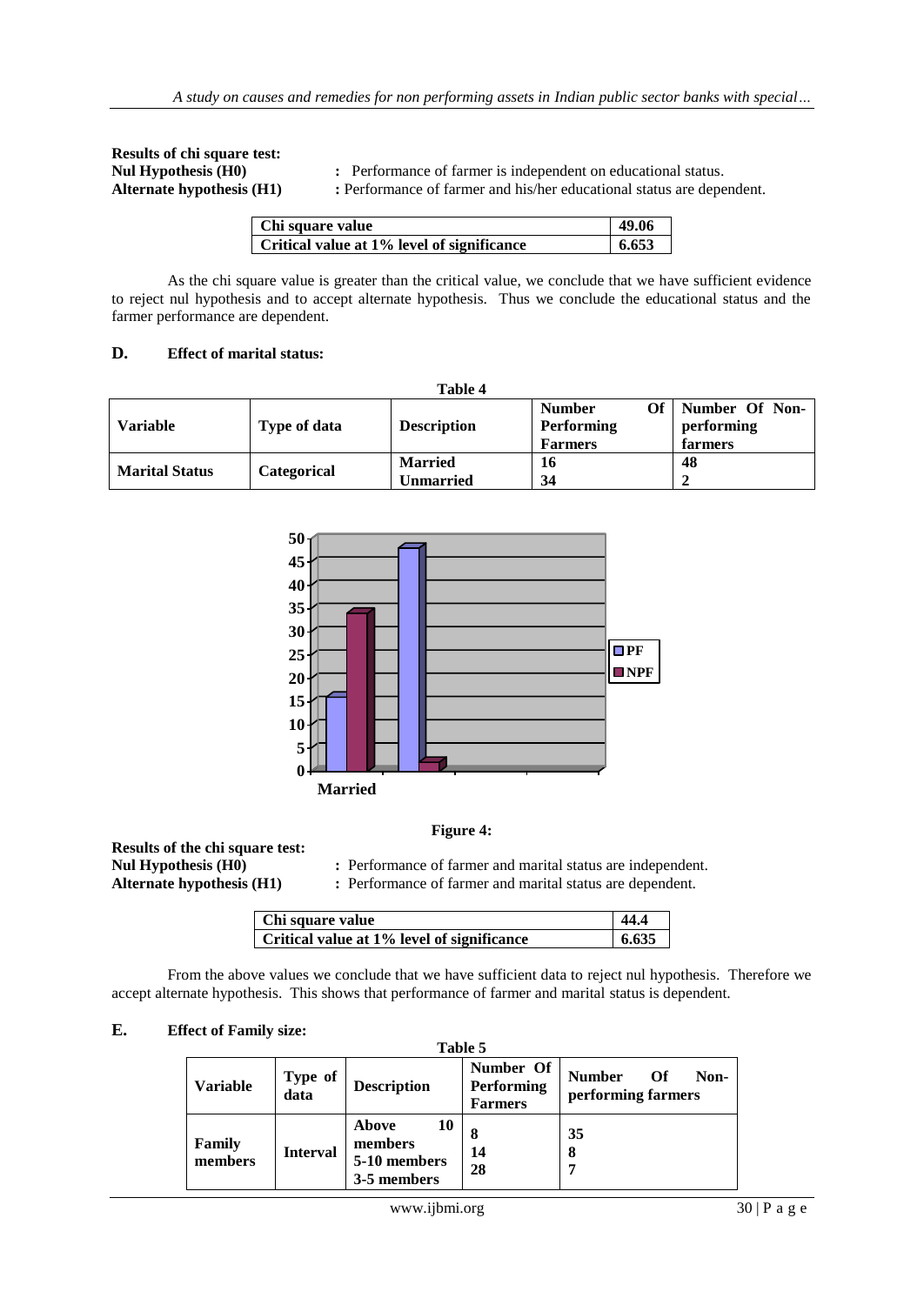**Results of chi square test:**

**Nul Hypothesis (H0)** : Performance of farmer is independent on educational status.

**Alternate hypothesis (H1)** : Performance of farmer and his/her educational status are dependent.

| Chi square value | 49.06 |
|---|---|
| Critical value at 1% level of significance | 6.653 |

As the chi square value is greater than the critical value, we conclude that we have sufficient evidence to reject nul hypothesis and to accept alternate hypothesis. Thus we conclude the educational status and the farmer performance are dependent.

### D. Effect of marital status:

**Table 4**

| Variable | Type of data | Description | Number Of Performing Farmers | Number Of Non-performing farmers |
|---|---|---|---|---|
| Marital Status | Categorical | Married<br>Unmarried | 16<br>34 | 48<br>2 |

**Figure 4:**

**Results of the chi square test:**

**Nul Hypothesis (H0)** : Performance of farmer and marital status are independent.

**Alternate hypothesis (H1)** : Performance of farmer and marital status are dependent.

| Chi square value | 44.4 |
|---|---|
| Critical value at 1% level of significance | 6.635 |

From the above values we conclude that we have sufficient data to reject nul hypothesis. Therefore we accept alternate hypothesis. This shows that performance of farmer and marital status is dependent.

### E. Effect of Family size:

**Table 5**

| Variable | Type of data | Description | Number Of Performing Farmers | Number Of Non-performing farmers |
|---|---|---|---|---|
| Family members | Interval | Above 10 members<br>5-10 members<br>3-5 members | 8<br>14<br>28 | 35<br>8<br>7 |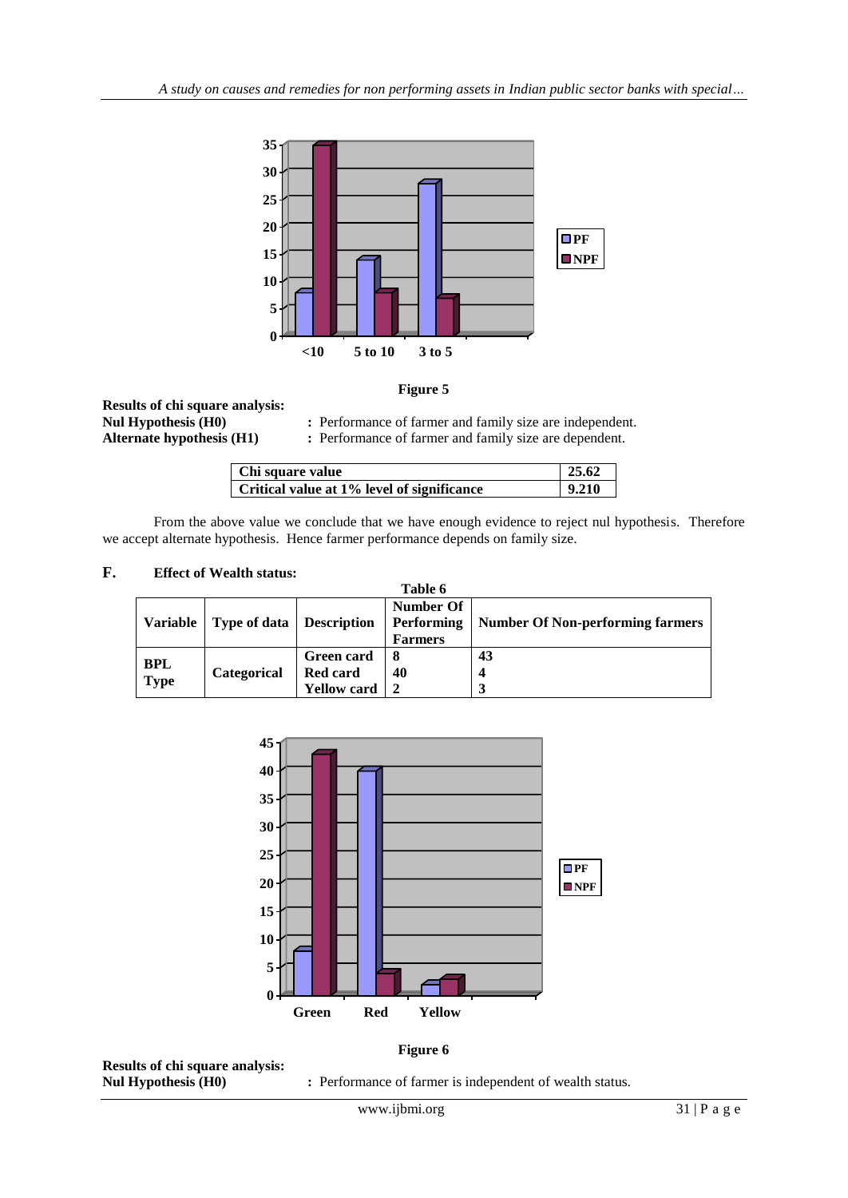Figure 5

**Results of chi square analysis:**

**Nul Hypothesis (H0)** : Performance of farmer and family size are independent.

**Alternate hypothesis (H1)** : Performance of farmer and family size are dependent.

| Chi square value | 25.62 |
|---|---|
| Critical value at 1% level of significance | 9.210 |

From the above value we conclude that we have enough evidence to reject nul hypothesis. Therefore we accept alternate hypothesis. Hence farmer performance depends on family size.

## F. Effect of Wealth status:

**Table 6**

| Variable | Type of data | Description | Number Of Performing Farmers | Number Of Non-performing farmers |
|---|---|---|---|---|
| BPL Type | Categorical | Green card | 8 | 43 |
| | | Red card | 40 | 4 |
| | | Yellow card | 2 | 3 |

Figure 6

**Results of chi square analysis:**

**Nul Hypothesis (H0)** : Performance of farmer is independent of wealth status.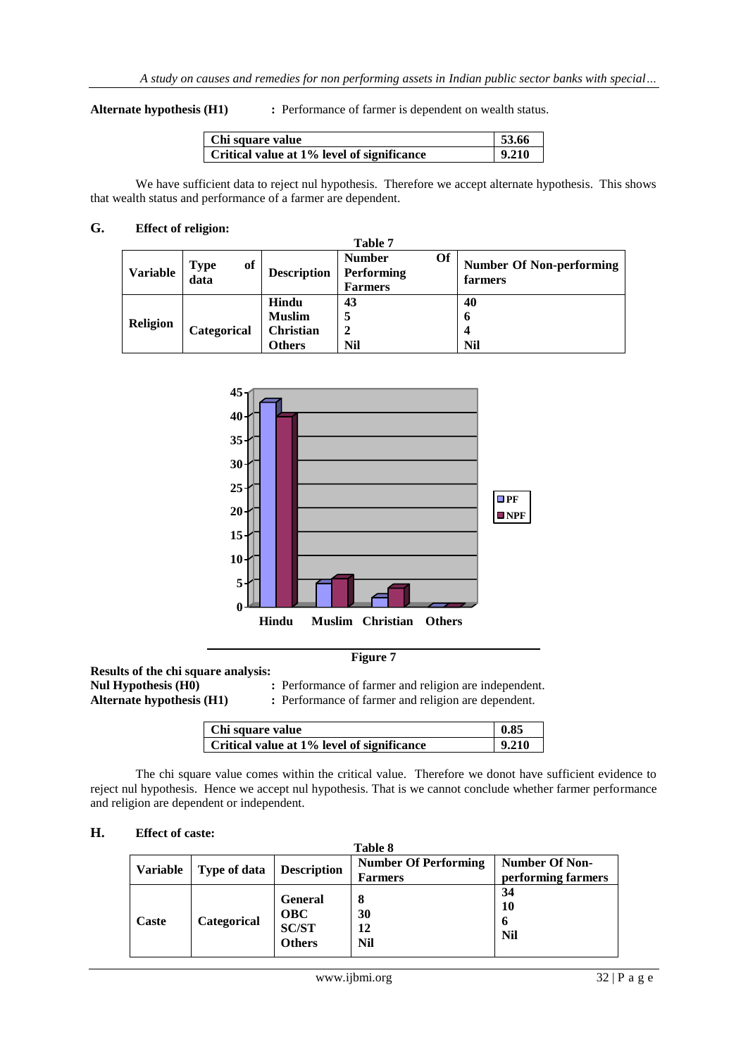**Alternate hypothesis (H1)** : Performance of farmer is dependent on wealth status.

| Chi square value | 53.66 |
|---|---|
| Critical value at 1% level of significance | 9.210 |

We have sufficient data to reject nul hypothesis. Therefore we accept alternate hypothesis. This shows that wealth status and performance of a farmer are dependent.

## G. Effect of religion:

**Table 7**

| Variable | Type of data | Description | Number Of Performing Farmers | Number Of Non-performing farmers |
|---|---|---|---|---|
| Religion | Categorical | Hindu | 43 | 40 |
| | | Muslim | 5 | 6 |
| | | Christian | 2 | 4 |
| | | Others | Nil | Nil |

**Figure 7**

**Results of the chi square analysis:**
**Nul Hypothesis (H0)** : Performance of farmer and religion are independent.
**Alternate hypothesis (H1)** : Performance of farmer and religion are dependent.

| Chi square value | 0.85 |
|---|---|
| Critical value at 1% level of significance | 9.210 |

The chi square value comes within the critical value. Therefore we donot have sufficient evidence to reject nul hypothesis. Hence we accept nul hypothesis. That is we cannot conclude whether farmer performance and religion are dependent or independent.

## H. Effect of caste:

**Table 8**

| Variable | Type of data | Description | Number Of Performing Farmers | Number Of Non-performing farmers |
|---|---|---|---|---|
| Caste | Categorical | General | 8 | 34 |
| | | OBC | 30 | 10 |
| | | SC/ST | 12 | 6 |
| | | Others | Nil | Nil |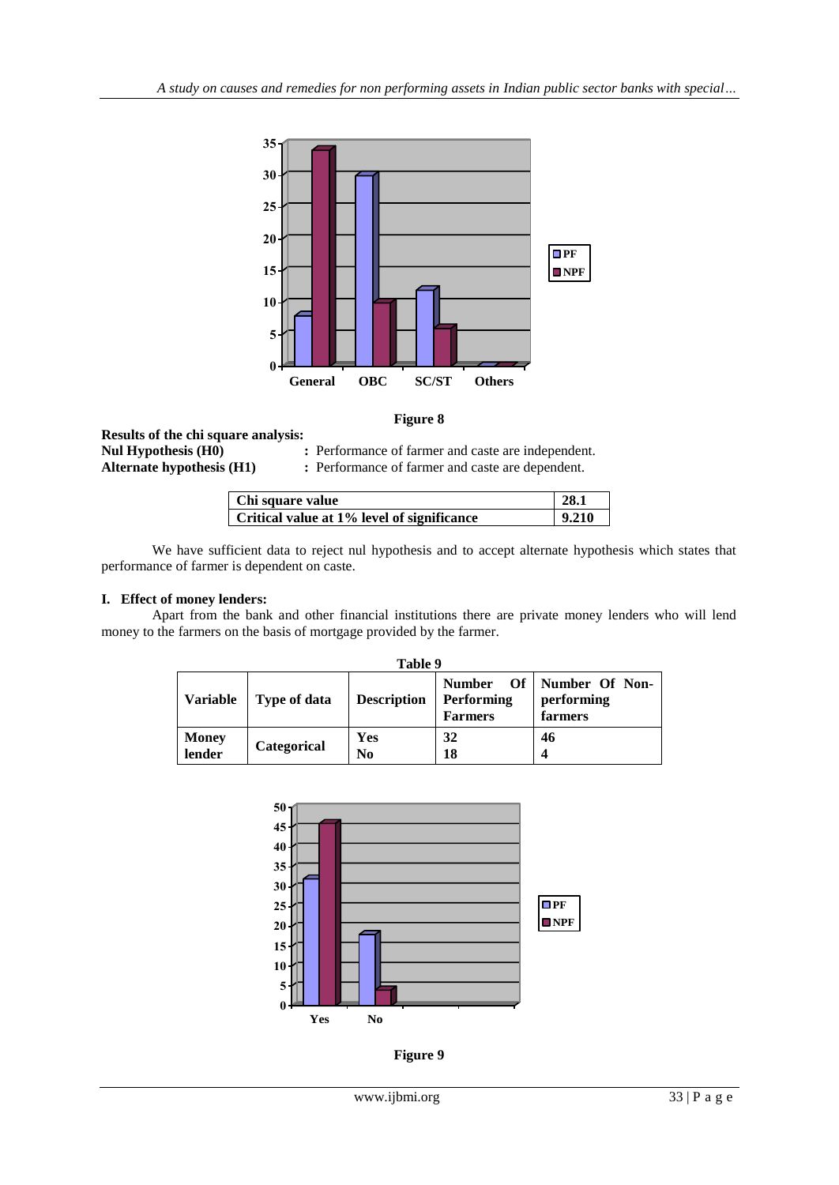Figure 8

**Results of the chi square analysis:**

**Nul Hypothesis (H0)** : Performance of farmer and caste are independent.

**Alternate hypothesis (H1)** : Performance of farmer and caste are dependent.

| Chi square value | 28.1 |
|---|---|
| Critical value at 1% level of significance | 9.210 |

We have sufficient data to reject nul hypothesis and to accept alternate hypothesis which states that performance of farmer is dependent on caste.

## I. Effect of money lenders:

Apart from the bank and other financial institutions there are private money lenders who will lend money to the farmers on the basis of mortgage provided by the farmer.

**Table 9**

| Variable | Type of data | Description | Number Of Performing Farmers | Number Of Non-performing farmers |
|---|---|---|---|---|
| Money lender | Categorical | Yes | 32 | 46 |
| | | No | 18 | 4 |

Figure 9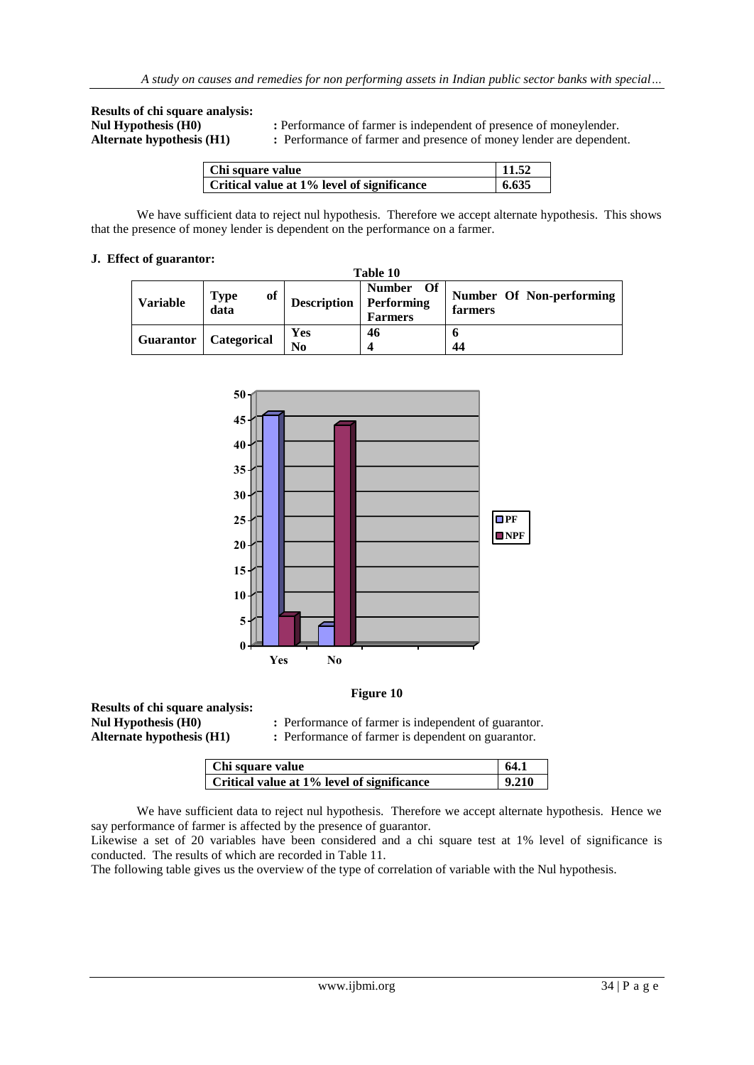**Results of chi square analysis:**

**Nul Hypothesis (H0)** : Performance of farmer is independent of presence of moneylender.

**Alternate hypothesis (H1)** : Performance of farmer and presence of money lender are dependent.

| Chi square value | 11.52 |
|---|---|
| Critical value at 1% level of significance | 6.635 |

We have sufficient data to reject nul hypothesis. Therefore we accept alternate hypothesis. This shows that the presence of money lender is dependent on the performance on a farmer.

**J. Effect of guarantor:**

**Table 10**

| Variable | Type of data | Description | Number Of Performing Farmers | Number Of Non-performing farmers |
|---|---|---|---|---|
| Guarantor | Categorical | Yes | 46 | 6 |
| | | No | 4 | 44 |

**Figure 10**

**Results of chi square analysis:**

**Nul Hypothesis (H0)** : Performance of farmer is independent of guarantor.

**Alternate hypothesis (H1)** : Performance of farmer is dependent on guarantor.

| Chi square value | 64.1 |
|---|---|
| Critical value at 1% level of significance | 9.210 |

We have sufficient data to reject nul hypothesis. Therefore we accept alternate hypothesis. Hence we say performance of farmer is affected by the presence of guarantor.

Likewise a set of 20 variables have been considered and a chi square test at 1% level of significance is conducted. The results of which are recorded in Table 11.

The following table gives us the overview of the type of correlation of variable with the Nul hypothesis.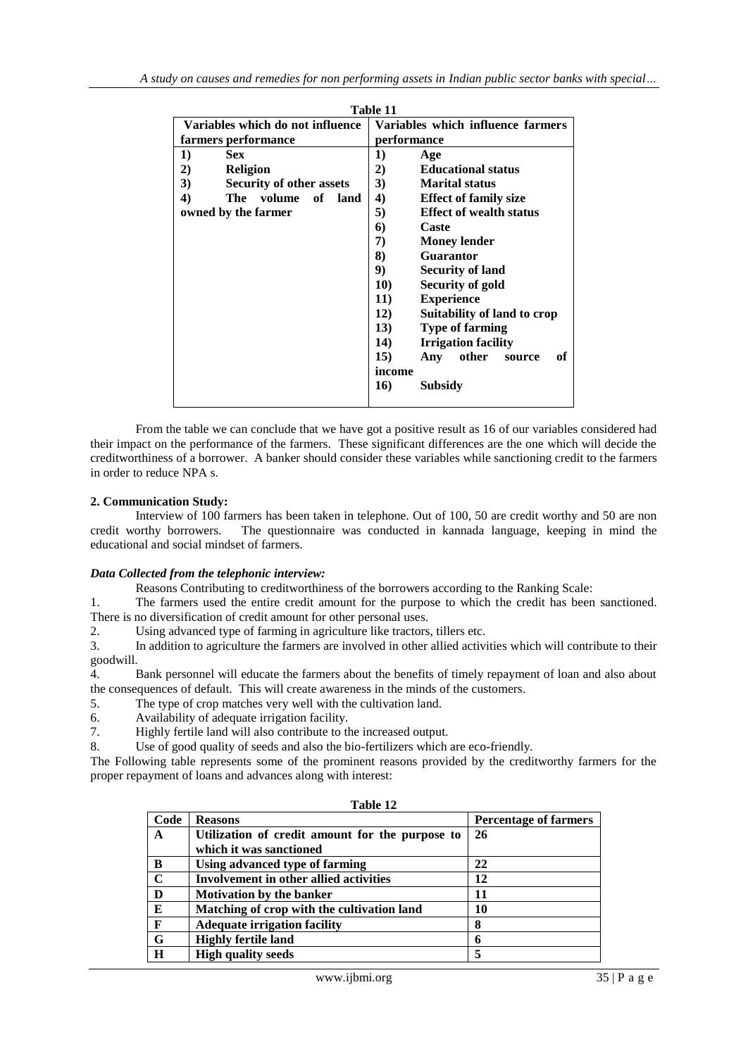**Table 11**

| Variables which do not influence farmers performance | Variables which influence farmers performance |
|---|---|
| 1) Sex | 1) Age |
| 2) Religion | 2) Educational status |
| 3) Security of other assets | 3) Marital status |
| 4) The volume of land owned by the farmer | 4) Effect of family size |
| | 5) Effect of wealth status |
| | 6) Caste |
| | 7) Money lender |
| | 8) Guarantor |
| | 9) Security of land |
| | 10) Security of gold |
| | 11) Experience |
| | 12) Suitability of land to crop |
| | 13) Type of farming |
| | 14) Irrigation facility |
| | 15) Any other source of income |
| | 16) Subsidy |

From the table we can conclude that we have got a positive result as 16 of our variables considered had their impact on the performance of the farmers. These significant differences are the one which will decide the creditworthiness of a borrower. A banker should consider these variables while sanctioning credit to the farmers in order to reduce NPA s.

**2. Communication Study:**

Interview of 100 farmers has been taken in telephone. Out of 100, 50 are credit worthy and 50 are non credit worthy borrowers. The questionnaire was conducted in kannada language, keeping in mind the educational and social mindset of farmers.

***Data Collected from the telephonic interview:***

Reasons Contributing to creditworthiness of the borrowers according to the Ranking Scale:

1. The farmers used the entire credit amount for the purpose to which the credit has been sanctioned. There is no diversification of credit amount for other personal uses.
2. Using advanced type of farming in agriculture like tractors, tillers etc.
3. In addition to agriculture the farmers are involved in other allied activities which will contribute to their goodwill.
4. Bank personnel will educate the farmers about the benefits of timely repayment of loan and also about the consequences of default. This will create awareness in the minds of the customers.
5. The type of crop matches very well with the cultivation land.
6. Availability of adequate irrigation facility.
7. Highly fertile land will also contribute to the increased output.
8. Use of good quality of seeds and also the bio-fertilizers which are eco-friendly.

The Following table represents some of the prominent reasons provided by the creditworthy farmers for the proper repayment of loans and advances along with interest:

**Table 12**

| Code | Reasons | Percentage of farmers |
|---|---|---|
| A | Utilization of credit amount for the purpose to which it was sanctioned | 26 |
| B | Using advanced type of farming | 22 |
| C | Involvement in other allied activities | 12 |
| D | Motivation by the banker | 11 |
| E | Matching of crop with the cultivation land | 10 |
| F | Adequate irrigation facility | 8 |
| G | Highly fertile land | 6 |
| H | High quality seeds | 5 |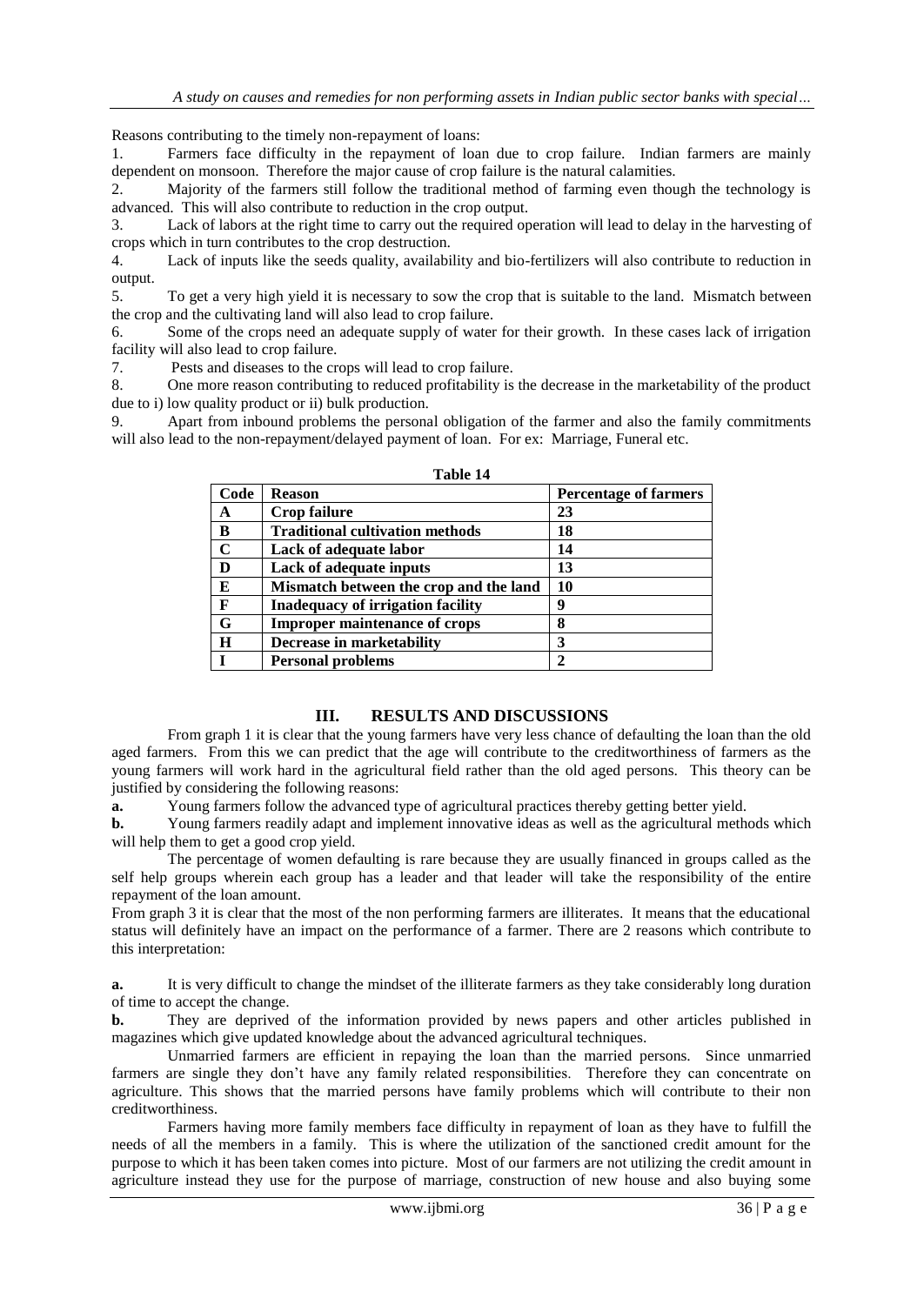Reasons contributing to the timely non-repayment of loans:

1. Farmers face difficulty in the repayment of loan due to crop failure. Indian farmers are mainly dependent on monsoon. Therefore the major cause of crop failure is the natural calamities.
2. Majority of the farmers still follow the traditional method of farming even though the technology is advanced. This will also contribute to reduction in the crop output.
3. Lack of labors at the right time to carry out the required operation will lead to delay in the harvesting of crops which in turn contributes to the crop destruction.
4. Lack of inputs like the seeds quality, availability and bio-fertilizers will also contribute to reduction in output.
5. To get a very high yield it is necessary to sow the crop that is suitable to the land. Mismatch between the crop and the cultivating land will also lead to crop failure.
6. Some of the crops need an adequate supply of water for their growth. In these cases lack of irrigation facility will also lead to crop failure.
7. Pests and diseases to the crops will lead to crop failure.
8. One more reason contributing to reduced profitability is the decrease in the marketability of the product due to i) low quality product or ii) bulk production.
9. Apart from inbound problems the personal obligation of the farmer and also the family commitments will also lead to the non-repayment/delayed payment of loan. For ex: Marriage, Funeral etc.

**Table 14**

| Code | Reason | Percentage of farmers |
|---|---|---|
| **A** | **Crop failure** | **23** |
| **B** | **Traditional cultivation methods** | **18** |
| **C** | **Lack of adequate labor** | **14** |
| **D** | **Lack of adequate inputs** | **13** |
| **E** | **Mismatch between the crop and the land** | **10** |
| **F** | **Inadequacy of irrigation facility** | **9** |
| **G** | **Improper maintenance of crops** | **8** |
| **H** | **Decrease in marketability** | **3** |
| **I** | **Personal problems** | **2** |

## III. RESULTS AND DISCUSSIONS

From graph 1 it is clear that the young farmers have very less chance of defaulting the loan than the old aged farmers. From this we can predict that the age will contribute to the creditworthiness of farmers as the young farmers will work hard in the agricultural field rather than the old aged persons. This theory can be justified by considering the following reasons:

**a.** Young farmers follow the advanced type of agricultural practices thereby getting better yield.

**b.** Young farmers readily adapt and implement innovative ideas as well as the agricultural methods which will help them to get a good crop yield.

The percentage of women defaulting is rare because they are usually financed in groups called as the self help groups wherein each group has a leader and that leader will take the responsibility of the entire repayment of the loan amount.

From graph 3 it is clear that the most of the non performing farmers are illiterates. It means that the educational status will definitely have an impact on the performance of a farmer. There are 2 reasons which contribute to this interpretation:

**a.** It is very difficult to change the mindset of the illiterate farmers as they take considerably long duration of time to accept the change.

**b.** They are deprived of the information provided by news papers and other articles published in magazines which give updated knowledge about the advanced agricultural techniques.

Unmarried farmers are efficient in repaying the loan than the married persons. Since unmarried farmers are single they don't have any family related responsibilities. Therefore they can concentrate on agriculture. This shows that the married persons have family problems which will contribute to their non creditworthiness.

Farmers having more family members face difficulty in repayment of loan as they have to fulfill the needs of all the members in a family. This is where the utilization of the sanctioned credit amount for the purpose to which it has been taken comes into picture. Most of our farmers are not utilizing the credit amount in agriculture instead they use for the purpose of marriage, construction of new house and also buying some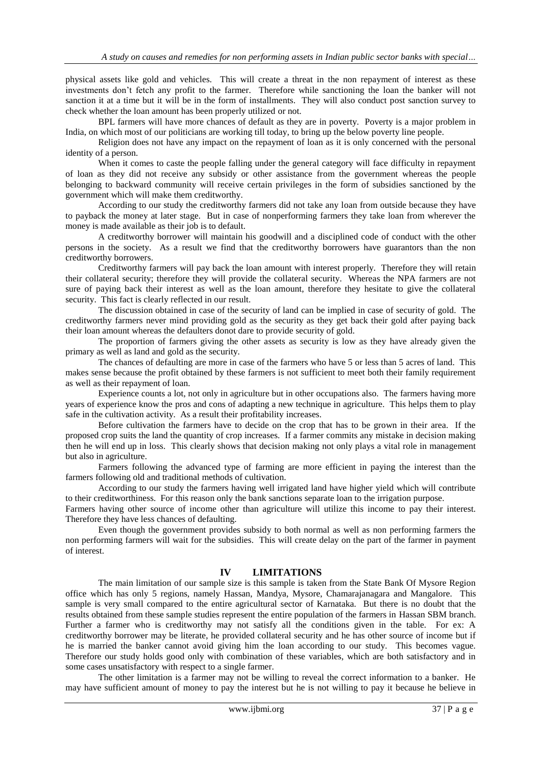physical assets like gold and vehicles. This will create a threat in the non repayment of interest as these investments don't fetch any profit to the farmer. Therefore while sanctioning the loan the banker will not sanction it at a time but it will be in the form of installments. They will also conduct post sanction survey to check whether the loan amount has been properly utilized or not.

BPL farmers will have more chances of default as they are in poverty. Poverty is a major problem in India, on which most of our politicians are working till today, to bring up the below poverty line people.

Religion does not have any impact on the repayment of loan as it is only concerned with the personal identity of a person.

When it comes to caste the people falling under the general category will face difficulty in repayment of loan as they did not receive any subsidy or other assistance from the government whereas the people belonging to backward community will receive certain privileges in the form of subsidies sanctioned by the government which will make them creditworthy.

According to our study the creditworthy farmers did not take any loan from outside because they have to payback the money at later stage. But in case of nonperforming farmers they take loan from wherever the money is made available as their job is to default.

A creditworthy borrower will maintain his goodwill and a disciplined code of conduct with the other persons in the society. As a result we find that the creditworthy borrowers have guarantors than the non creditworthy borrowers.

Creditworthy farmers will pay back the loan amount with interest properly. Therefore they will retain their collateral security; therefore they will provide the collateral security. Whereas the NPA farmers are not sure of paying back their interest as well as the loan amount, therefore they hesitate to give the collateral security. This fact is clearly reflected in our result.

The discussion obtained in case of the security of land can be implied in case of security of gold. The creditworthy farmers never mind providing gold as the security as they get back their gold after paying back their loan amount whereas the defaulters donot dare to provide security of gold.

The proportion of farmers giving the other assets as security is low as they have already given the primary as well as land and gold as the security.

The chances of defaulting are more in case of the farmers who have 5 or less than 5 acres of land. This makes sense because the profit obtained by these farmers is not sufficient to meet both their family requirement as well as their repayment of loan.

Experience counts a lot, not only in agriculture but in other occupations also. The farmers having more years of experience know the pros and cons of adapting a new technique in agriculture. This helps them to play safe in the cultivation activity. As a result their profitability increases.

Before cultivation the farmers have to decide on the crop that has to be grown in their area. If the proposed crop suits the land the quantity of crop increases. If a farmer commits any mistake in decision making then he will end up in loss. This clearly shows that decision making not only plays a vital role in management but also in agriculture.

Farmers following the advanced type of farming are more efficient in paying the interest than the farmers following old and traditional methods of cultivation.

According to our study the farmers having well irrigated land have higher yield which will contribute to their creditworthiness. For this reason only the bank sanctions separate loan to the irrigation purpose.

Farmers having other source of income other than agriculture will utilize this income to pay their interest. Therefore they have less chances of defaulting.

Even though the government provides subsidy to both normal as well as non performing farmers the non performing farmers will wait for the subsidies. This will create delay on the part of the farmer in payment of interest.

## IV LIMITATIONS

The main limitation of our sample size is this sample is taken from the State Bank Of Mysore Region office which has only 5 regions, namely Hassan, Mandya, Mysore, Chamarajanagara and Mangalore. This sample is very small compared to the entire agricultural sector of Karnataka. But there is no doubt that the results obtained from these sample studies represent the entire population of the farmers in Hassan SBM branch. Further a farmer who is creditworthy may not satisfy all the conditions given in the table. For ex: A creditworthy borrower may be literate, he provided collateral security and he has other source of income but if he is married the banker cannot avoid giving him the loan according to our study. This becomes vague. Therefore our study holds good only with combination of these variables, which are both satisfactory and in some cases unsatisfactory with respect to a single farmer.

The other limitation is a farmer may not be willing to reveal the correct information to a banker. He may have sufficient amount of money to pay the interest but he is not willing to pay it because he believe in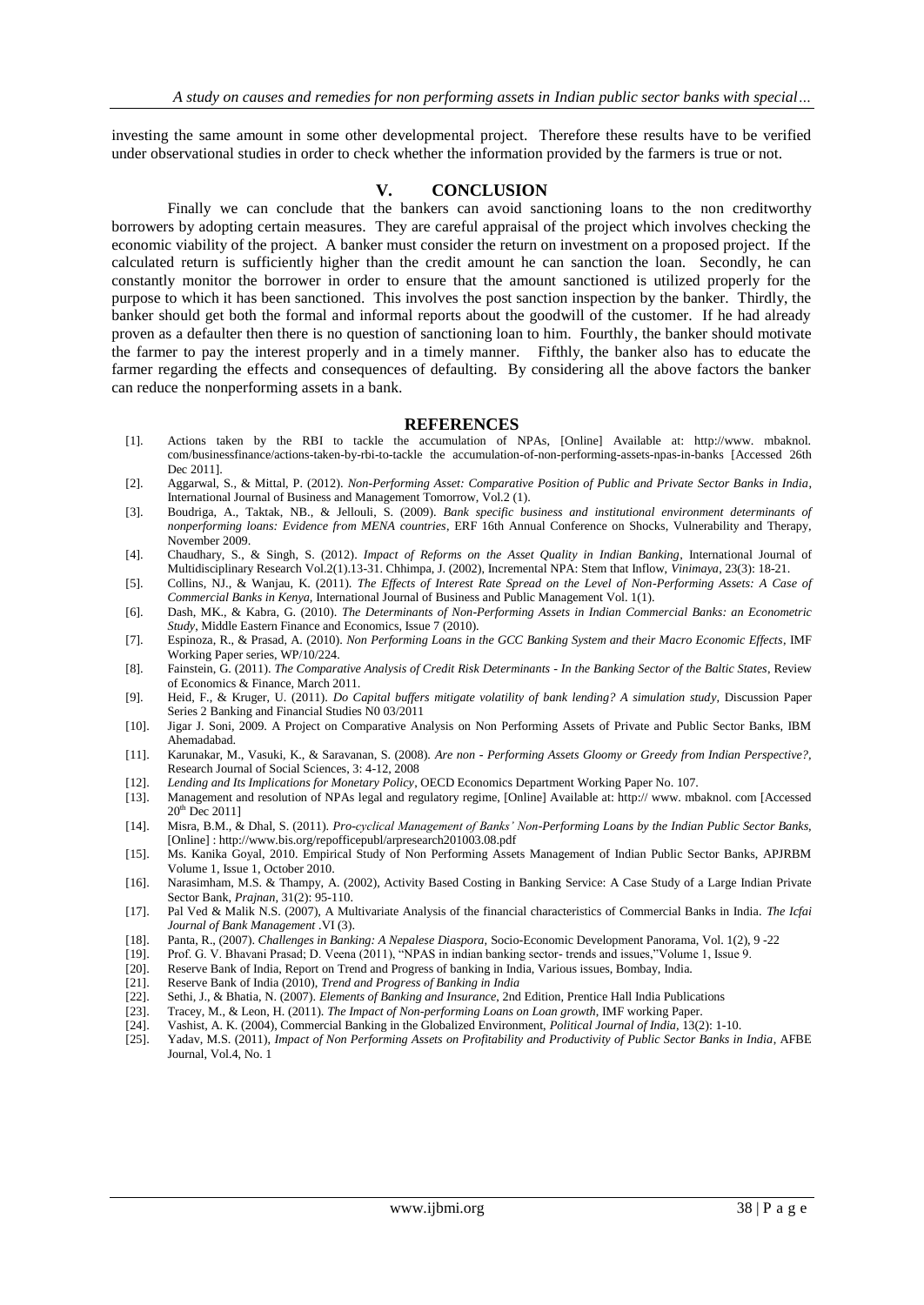investing the same amount in some other developmental project. Therefore these results have to be verified under observational studies in order to check whether the information provided by the farmers is true or not.

## V. CONCLUSION

Finally we can conclude that the bankers can avoid sanctioning loans to the non creditworthy borrowers by adopting certain measures. They are careful appraisal of the project which involves checking the economic viability of the project. A banker must consider the return on investment on a proposed project. If the calculated return is sufficiently higher than the credit amount he can sanction the loan. Secondly, he can constantly monitor the borrower in order to ensure that the amount sanctioned is utilized properly for the purpose to which it has been sanctioned. This involves the post sanction inspection by the banker. Thirdly, the banker should get both the formal and informal reports about the goodwill of the customer. If he had already proven as a defaulter then there is no question of sanctioning loan to him. Fourthly, the banker should motivate the farmer to pay the interest properly and in a timely manner. Fifthly, the banker also has to educate the farmer regarding the effects and consequences of defaulting. By considering all the above factors the banker can reduce the nonperforming assets in a bank.

## REFERENCES

- [1]. Actions taken by the RBI to tackle the accumulation of NPAs, [Online] Available at: http://www. mbaknol. com/businessfinance/actions-taken-by-rbi-to-tackle the accumulation-of-non-performing-assets-npas-in-banks [Accessed 26th Dec 2011].
- [2]. Aggarwal, S., & Mittal, P. (2012). *Non-Performing Asset: Comparative Position of Public and Private Sector Banks in India*, International Journal of Business and Management Tomorrow, Vol.2 (1).
- [3]. Boudriga, A., Taktak, NB., & Jellouli, S. (2009). *Bank specific business and institutional environment determinants of nonperforming loans: Evidence from MENA countries*, ERF 16th Annual Conference on Shocks, Vulnerability and Therapy, November 2009.
- [4]. Chaudhary, S., & Singh, S. (2012). *Impact of Reforms on the Asset Quality in Indian Banking*, International Journal of Multidisciplinary Research Vol.2(1).13-31. Chhimpa, J. (2002), Incremental NPA: Stem that Inflow, *Vinimaya*, 23(3): 18-21.
- [5]. Collins, NJ., & Wanjau, K. (2011). *The Effects of Interest Rate Spread on the Level of Non-Performing Assets: A Case of Commercial Banks in Kenya*, International Journal of Business and Public Management Vol. 1(1).
- [6]. Dash, MK., & Kabra, G. (2010). *The Determinants of Non-Performing Assets in Indian Commercial Banks: an Econometric Study*, Middle Eastern Finance and Economics, Issue 7 (2010).
- [7]. Espinoza, R., & Prasad, A. (2010). *Non Performing Loans in the GCC Banking System and their Macro Economic Effects*, IMF Working Paper series, WP/10/224.
- [8]. Fainstein, G. (2011). *The Comparative Analysis of Credit Risk Determinants - In the Banking Sector of the Baltic States*, Review of Economics & Finance, March 2011.
- [9]. Heid, F., & Kruger, U. (2011). *Do Capital buffers mitigate volatility of bank lending? A simulation study*, Discussion Paper Series 2 Banking and Financial Studies N0 03/2011
- [10]. Jigar J. Soni, 2009. A Project on Comparative Analysis on Non Performing Assets of Private and Public Sector Banks, IBM Ahemadabad.
- [11]. Karunakar, M., Vasuki, K., & Saravanan, S. (2008). *Are non - Performing Assets Gloomy or Greedy from Indian Perspective?*, Research Journal of Social Sciences, 3: 4-12, 2008
- [12]. *Lending and Its Implications for Monetary Policy*, OECD Economics Department Working Paper No. 107.
- [13]. Management and resolution of NPAs legal and regulatory regime, [Online] Available at: http:// www. mbaknol. com [Accessed 20th Dec 2011]
- [14]. Misra, B.M., & Dhal, S. (2011). *Pro-cyclical Management of Banks' Non-Performing Loans by the Indian Public Sector Banks*, [Online] : http://www.bis.org/repofficepubl/arpresearch201003.08.pdf
- [15]. Ms. Kanika Goyal, 2010. Empirical Study of Non Performing Assets Management of Indian Public Sector Banks, APJRBM Volume 1, Issue 1, October 2010.
- [16]. Narasimham, M.S. & Thampy, A. (2002), Activity Based Costing in Banking Service: A Case Study of a Large Indian Private Sector Bank, *Prajnan*, 31(2): 95-110.
- [17]. Pal Ved & Malik N.S. (2007), A Multivariate Analysis of the financial characteristics of Commercial Banks in India. *The Icfai Journal of Bank Management* .VI (3).
- [18]. Panta, R., (2007). *Challenges in Banking: A Nepalese Diaspora*, Socio-Economic Development Panorama, Vol. 1(2), 9 -22
- [19]. Prof. G. V. Bhavani Prasad; D. Veena (2011), "NPAS in indian banking sector- trends and issues,"Volume 1, Issue 9.
- [20]. Reserve Bank of India, Report on Trend and Progress of banking in India, Various issues, Bombay, India.
- [21]. Reserve Bank of India (2010), *Trend and Progress of Banking in India*
- [22]. Sethi, J., & Bhatia, N. (2007). *Elements of Banking and Insurance*, 2nd Edition, Prentice Hall India Publications
- [23]. Tracey, M., & Leon, H. (2011). *The Impact of Non-performing Loans on Loan growth*, IMF working Paper.
- [24]. Vashist, A. K. (2004), Commercial Banking in the Globalized Environment, *Political Journal of India*, 13(2): 1-10.
- [25]. Yadav, M.S. (2011), *Impact of Non Performing Assets on Profitability and Productivity of Public Sector Banks in India*, AFBE Journal, Vol.4, No. 1